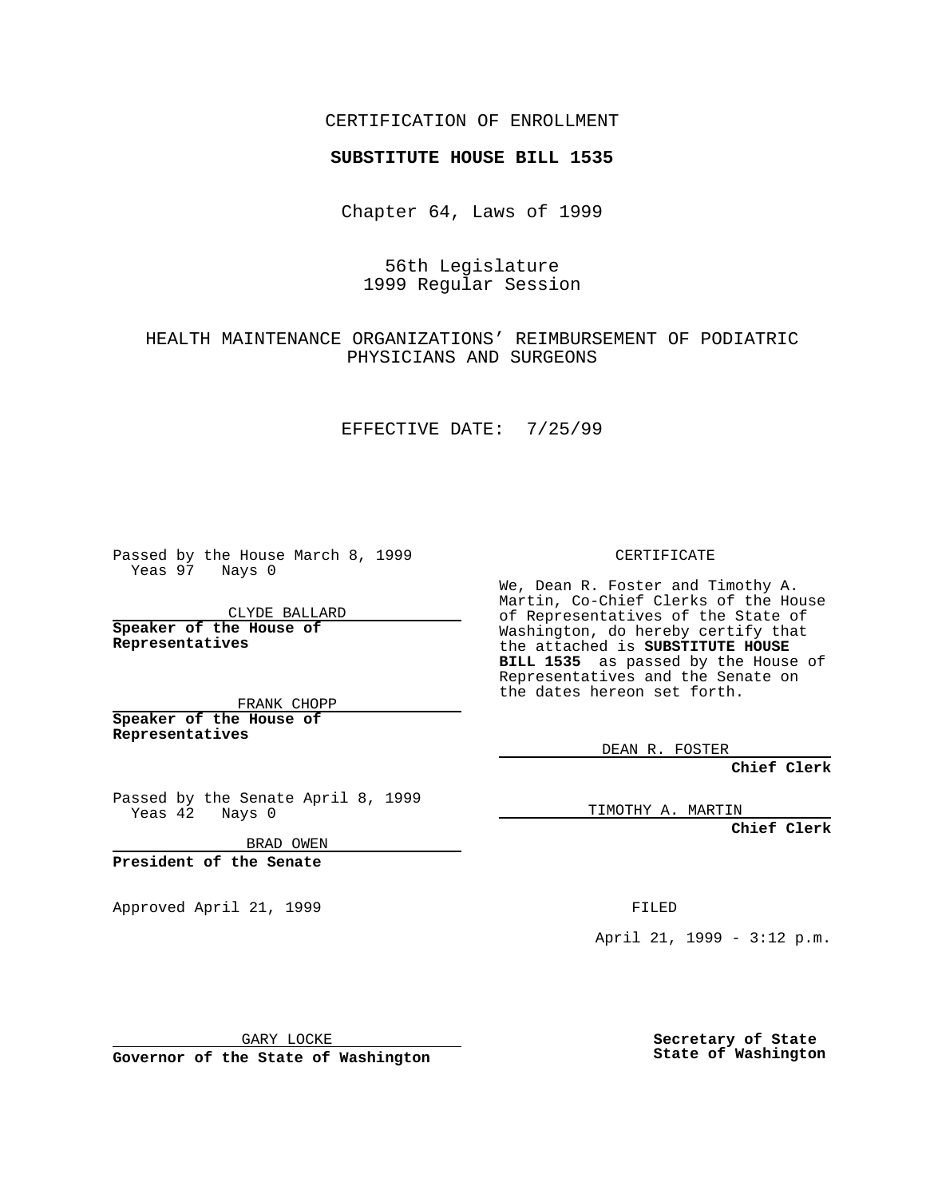CERTIFICATION OF ENROLLMENT

**SUBSTITUTE HOUSE BILL 1535**

Chapter 64, Laws of 1999

56th Legislature
1999 Regular Session

HEALTH MAINTENANCE ORGANIZATIONS' REIMBURSEMENT OF PODIATRIC PHYSICIANS AND SURGEONS

EFFECTIVE DATE: 7/25/99

Passed by the House March 8, 1999
Yeas 97 Nays 0

CLYDE BALLARD

**Speaker of the House of Representatives**

FRANK CHOPP

**Speaker of the House of Representatives**

Passed by the Senate April 8, 1999
Yeas 42 Nays 0

BRAD OWEN

**President of the Senate**

Approved April 21, 1999

GARY LOCKE

**Governor of the State of Washington**

CERTIFICATE

We, Dean R. Foster and Timothy A. Martin, Co-Chief Clerks of the House of Representatives of the State of Washington, do hereby certify that the attached is **SUBSTITUTE HOUSE BILL 1535** as passed by the House of Representatives and the Senate on the dates hereon set forth.

DEAN R. FOSTER

**Chief Clerk**

TIMOTHY A. MARTIN

**Chief Clerk**

FILED

April 21, 1999 - 3:12 p.m.

**Secretary of State**
**State of Washington**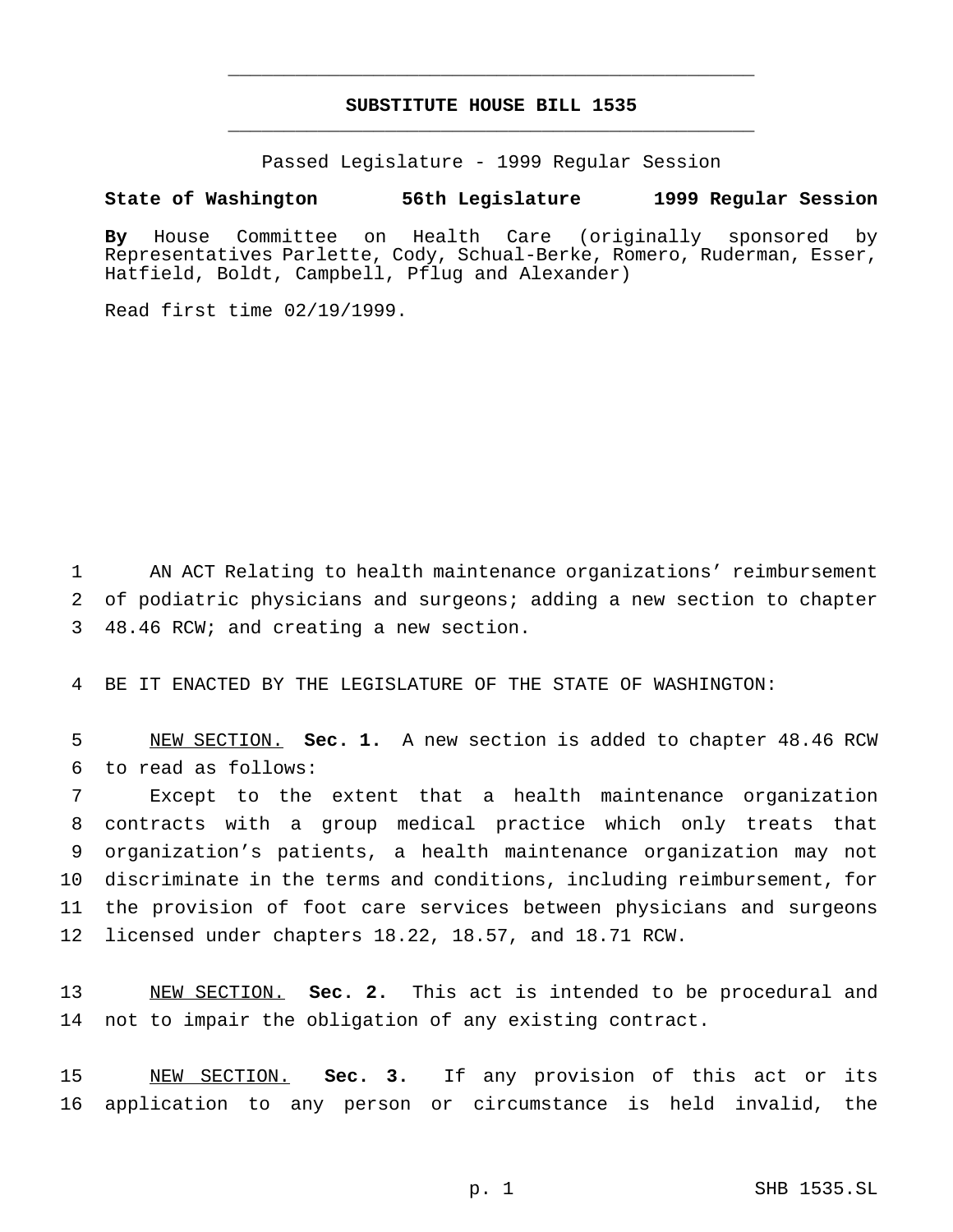# SUBSTITUTE HOUSE BILL 1535

Passed Legislature - 1999 Regular Session

**State of Washington 56th Legislature 1999 Regular Session**

**By** House Committee on Health Care (originally sponsored by Representatives Parlette, Cody, Schual-Berke, Romero, Ruderman, Esser, Hatfield, Boldt, Campbell, Pflug and Alexander)

Read first time 02/19/1999.

1 AN ACT Relating to health maintenance organizations' reimbursement
2 of podiatric physicians and surgeons; adding a new section to chapter
3 48.46 RCW; and creating a new section.

4 BE IT ENACTED BY THE LEGISLATURE OF THE STATE OF WASHINGTON:

5 NEW SECTION. **Sec. 1.** A new section is added to chapter 48.46 RCW
6 to read as follows:
7 Except to the extent that a health maintenance organization
8 contracts with a group medical practice which only treats that
9 organization's patients, a health maintenance organization may not
10 discriminate in the terms and conditions, including reimbursement, for
11 the provision of foot care services between physicians and surgeons
12 licensed under chapters 18.22, 18.57, and 18.71 RCW.

13 NEW SECTION. **Sec. 2.** This act is intended to be procedural and
14 not to impair the obligation of any existing contract.

15 NEW SECTION. **Sec. 3.** If any provision of this act or its
16 application to any person or circumstance is held invalid, the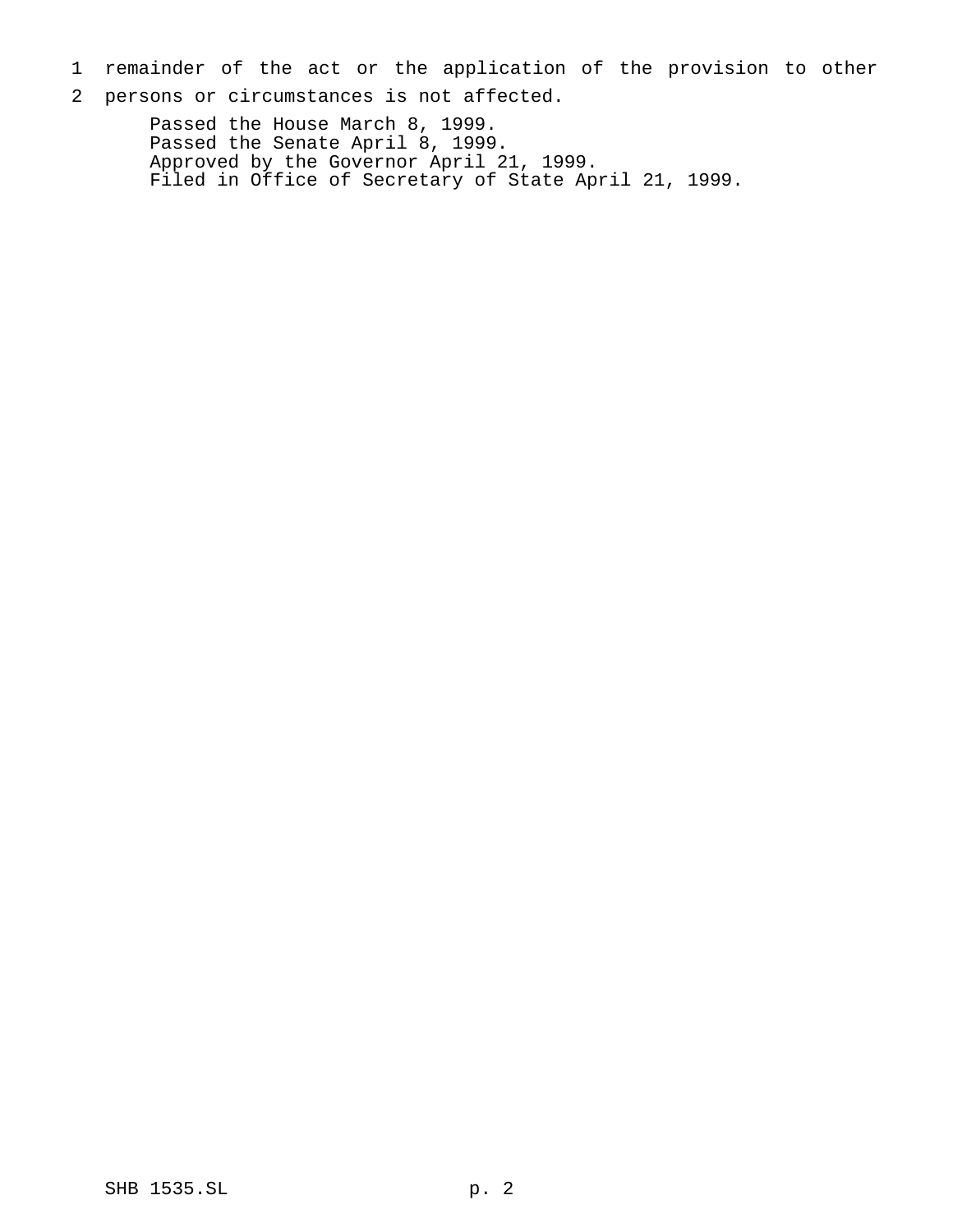remainder of the act or the application of the provision to other persons or circumstances is not affected.

Passed the House March 8, 1999.
Passed the Senate April 8, 1999.
Approved by the Governor April 21, 1999.
Filed in Office of Secretary of State April 21, 1999.